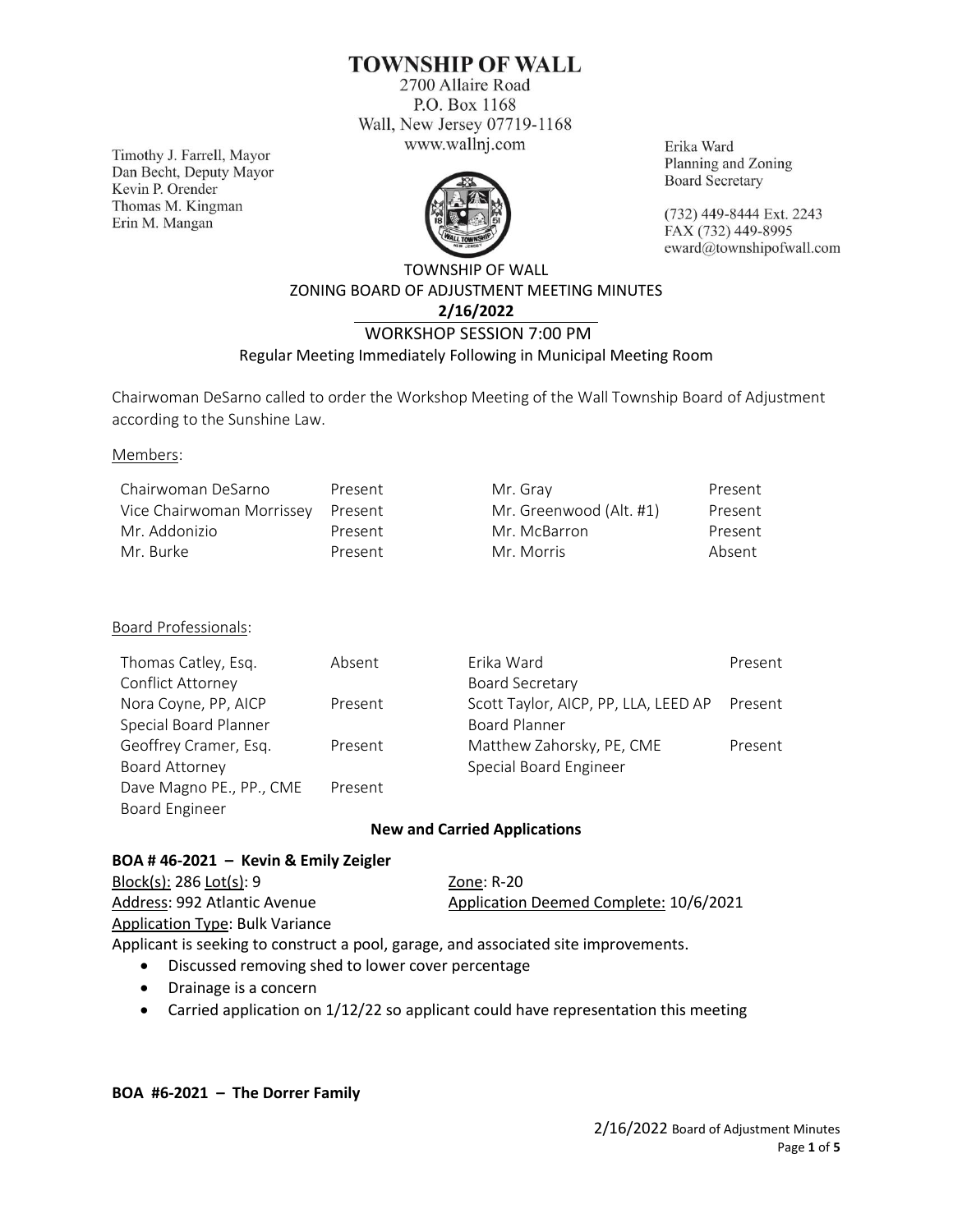# TOWNSHIP OF WALL

2700 Allaire Road
P.O. Box 1168
Wall, New Jersey 07719-1168
www.wallnj.com

Timothy J. Farrell, Mayor
Dan Becht, Deputy Mayor
Kevin P. Orender
Thomas M. Kingman
Erin M. Mangan

Erika Ward
Planning and Zoning
Board Secretary

(732) 449-8444 Ext. 2243
FAX (732) 449-8995
eward@townshipofwall.com

TOWNSHIP OF WALL
ZONING BOARD OF ADJUSTMENT MEETING MINUTES
**2/16/2022**
WORKSHOP SESSION 7:00 PM
Regular Meeting Immediately Following in Municipal Meeting Room

Chairwoman DeSarno called to order the Workshop Meeting of the Wall Township Board of Adjustment according to the Sunshine Law.

Members:

| | | | |
|---|---|---|---|
| Chairwoman DeSarno | Present | Mr. Gray | Present |
| Vice Chairwoman Morrissey | Present | Mr. Greenwood (Alt. #1) | Present |
| Mr. Addonizio | Present | Mr. McBarron | Present |
| Mr. Burke | Present | Mr. Morris | Absent |

Board Professionals:

| | | | |
|---|---|---|---|
| Thomas Catley, Esq. Conflict Attorney | Absent | Erika Ward Board Secretary | Present |
| Nora Coyne, PP, AICP Special Board Planner | Present | Scott Taylor, AICP, PP, LLA, LEED AP Board Planner | Present |
| Geoffrey Cramer, Esq. Board Attorney | Present | Matthew Zahorsky, PE, CME Special Board Engineer | Present |
| Dave Magno PE., PP., CME Board Engineer | Present | | |

**New and Carried Applications**

**BOA # 46-2021 – Kevin & Emily Zeigler**

Block(s): 286 Lot(s): 9 Zone: R-20
Address: 992 Atlantic Avenue Application Deemed Complete: 10/6/2021
Application Type: Bulk Variance

Applicant is seeking to construct a pool, garage, and associated site improvements.

- Discussed removing shed to lower cover percentage
- Drainage is a concern
- Carried application on 1/12/22 so applicant could have representation this meeting

**BOA #6-2021 – The Dorrer Family**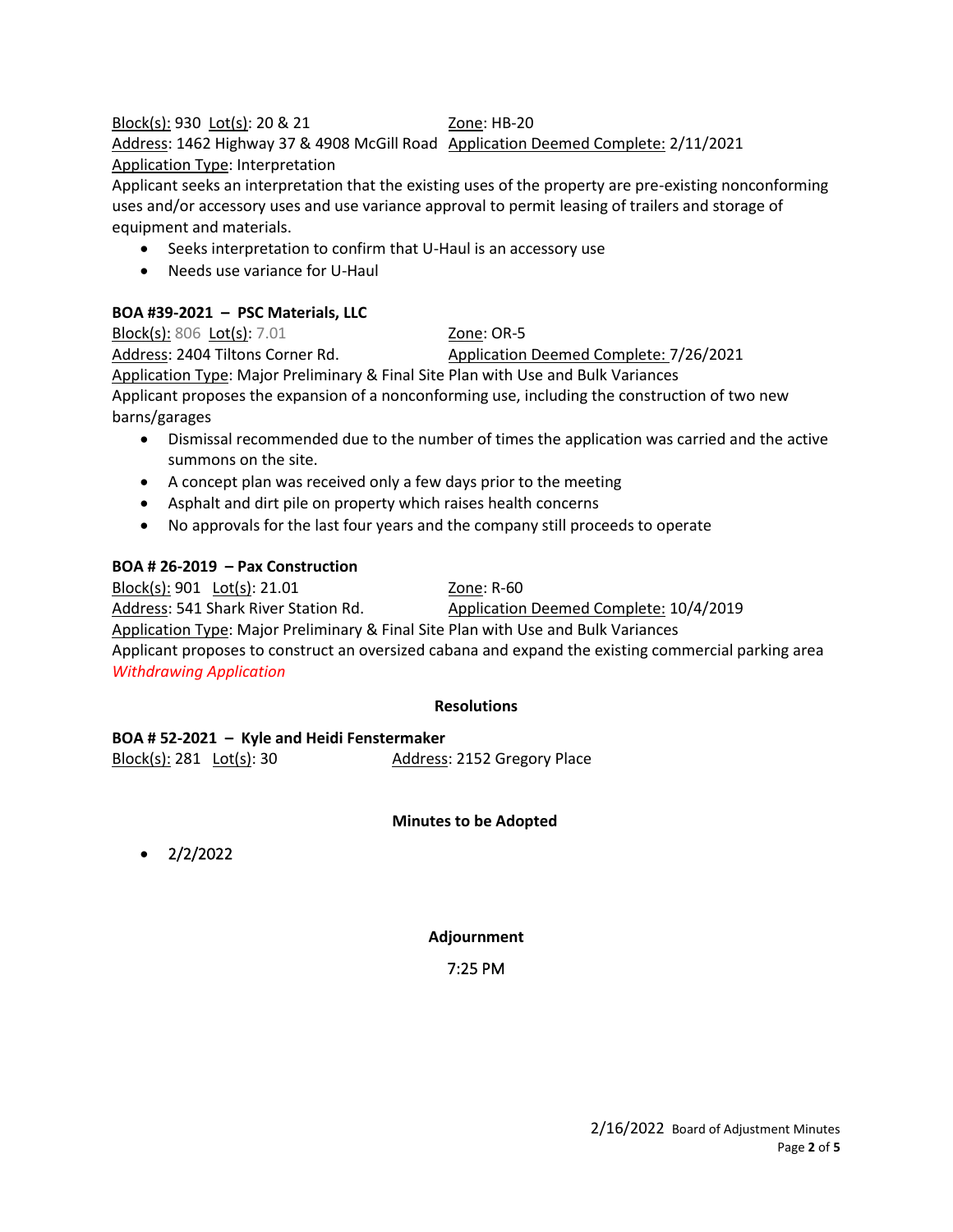Block(s): 930 Lot(s): 20 & 21 Zone: HB-20
Address: 1462 Highway 37 & 4908 McGill Road Application Deemed Complete: 2/11/2021
Application Type: Interpretation
Applicant seeks an interpretation that the existing uses of the property are pre-existing nonconforming uses and/or accessory uses and use variance approval to permit leasing of trailers and storage of equipment and materials.

- Seeks interpretation to confirm that U-Haul is an accessory use
- Needs use variance for U-Haul

**BOA #39-2021 – PSC Materials, LLC**

Block(s): 806 Lot(s): 7.01 Zone: OR-5
Address: 2404 Tiltons Corner Rd. Application Deemed Complete: 7/26/2021
Application Type: Major Preliminary & Final Site Plan with Use and Bulk Variances
Applicant proposes the expansion of a nonconforming use, including the construction of two new barns/garages

- Dismissal recommended due to the number of times the application was carried and the active summons on the site.
- A concept plan was received only a few days prior to the meeting
- Asphalt and dirt pile on property which raises health concerns
- No approvals for the last four years and the company still proceeds to operate

**BOA # 26-2019 – Pax Construction**

Block(s): 901 Lot(s): 21.01 Zone: R-60
Address: 541 Shark River Station Rd. Application Deemed Complete: 10/4/2019
Application Type: Major Preliminary & Final Site Plan with Use and Bulk Variances
Applicant proposes to construct an oversized cabana and expand the existing commercial parking area
*Withdrawing Application*

## Resolutions

**BOA # 52-2021 – Kyle and Heidi Fenstermaker**

Block(s): 281 Lot(s): 30 Address: 2152 Gregory Place

## Minutes to be Adopted

- 2/2/2022

## Adjournment

7:25 PM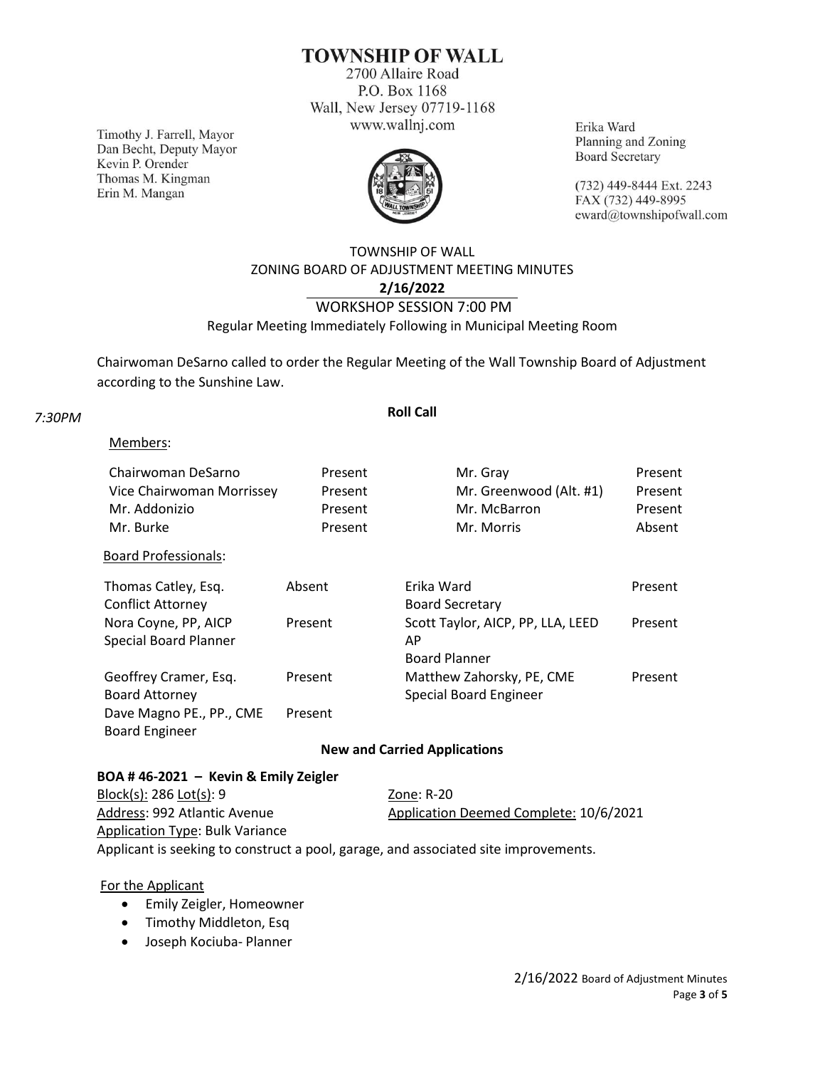# TOWNSHIP OF WALL

2700 Allaire Road
P.O. Box 1168
Wall, New Jersey 07719-1168
www.wallnj.com

Timothy J. Farrell, Mayor
Dan Becht, Deputy Mayor
Kevin P. Orender
Thomas M. Kingman
Erin M. Mangan

Erika Ward
Planning and Zoning
Board Secretary

(732) 449-8444 Ext. 2243
FAX (732) 449-8995
eward@townshipofwall.com

TOWNSHIP OF WALL
ZONING BOARD OF ADJUSTMENT MEETING MINUTES
**2/16/2022**
WORKSHOP SESSION 7:00 PM
Regular Meeting Immediately Following in Municipal Meeting Room

Chairwoman DeSarno called to order the Regular Meeting of the Wall Township Board of Adjustment according to the Sunshine Law.

*7:30PM*

**Roll Call**

Members:

| | | | |
|---|---|---|---|
| Chairwoman DeSarno | Present | Mr. Gray | Present |
| Vice Chairwoman Morrissey | Present | Mr. Greenwood (Alt. #1) | Present |
| Mr. Addonizio | Present | Mr. McBarron | Present |
| Mr. Burke | Present | Mr. Morris | Absent |

Board Professionals:

| | | | |
|---|---|---|---|
| Thomas Catley, Esq. Conflict Attorney | Absent | Erika Ward Board Secretary | Present |
| Nora Coyne, PP, AICP Special Board Planner | Present | Scott Taylor, AICP, PP, LLA, LEED AP Board Planner | Present |
| Geoffrey Cramer, Esq. Board Attorney | Present | Matthew Zahorsky, PE, CME Special Board Engineer | Present |
| Dave Magno PE., PP., CME Board Engineer | Present | | |

**New and Carried Applications**

**BOA # 46-2021 – Kevin & Emily Zeigler**

Block(s): 286 Lot(s): 9 Zone: R-20
Address: 992 Atlantic Avenue Application Deemed Complete: 10/6/2021
Application Type: Bulk Variance
Applicant is seeking to construct a pool, garage, and associated site improvements.

For the Applicant

- Emily Zeigler, Homeowner
- Timothy Middleton, Esq
- Joseph Kociuba- Planner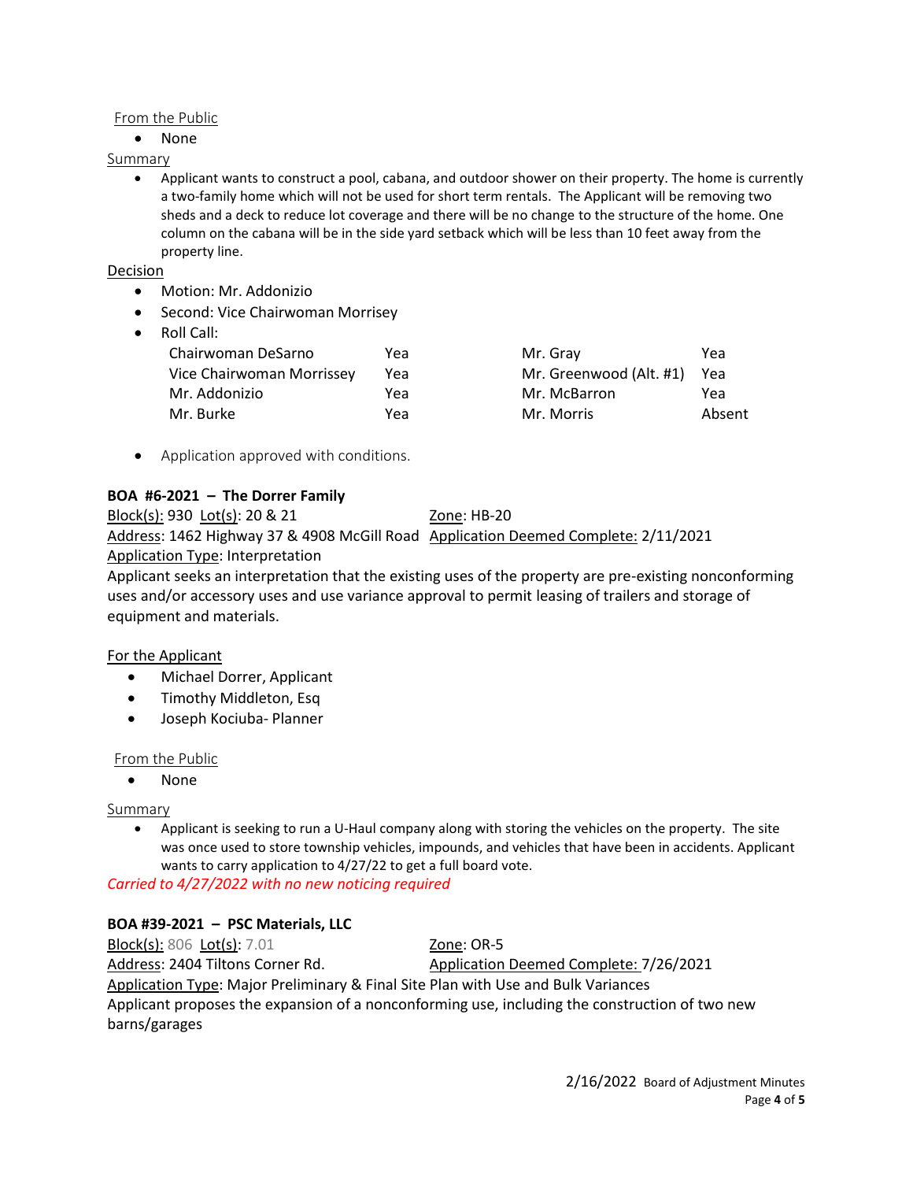From the Public

- None

Summary

- Applicant wants to construct a pool, cabana, and outdoor shower on their property. The home is currently a two-family home which will not be used for short term rentals. The Applicant will be removing two sheds and a deck to reduce lot coverage and there will be no change to the structure of the home. One column on the cabana will be in the side yard setback which will be less than 10 feet away from the property line.

Decision

- Motion: Mr. Addonizio
- Second: Vice Chairwoman Morrisey
- Roll Call:

| | | | |
|---|---|---|---|
| Chairwoman DeSarno | Yea | Mr. Gray | Yea |
| Vice Chairwoman Morrissey | Yea | Mr. Greenwood (Alt. #1) | Yea |
| Mr. Addonizio | Yea | Mr. McBarron | Yea |
| Mr. Burke | Yea | Mr. Morris | Absent |

- Application approved with conditions.

**BOA #6-2021 – The Dorrer Family**

Block(s): 930 Lot(s): 20 & 21 Zone: HB-20

Address: 1462 Highway 37 & 4908 McGill Road Application Deemed Complete: 2/11/2021

Application Type: Interpretation

Applicant seeks an interpretation that the existing uses of the property are pre-existing nonconforming uses and/or accessory uses and use variance approval to permit leasing of trailers and storage of equipment and materials.

For the Applicant

- Michael Dorrer, Applicant
- Timothy Middleton, Esq
- Joseph Kociuba- Planner

From the Public

- None

Summary

- Applicant is seeking to run a U-Haul company along with storing the vehicles on the property. The site was once used to store township vehicles, impounds, and vehicles that have been in accidents. Applicant wants to carry application to 4/27/22 to get a full board vote.

*Carried to 4/27/2022 with no new noticing required*

**BOA #39-2021 – PSC Materials, LLC**

Block(s): 806 Lot(s): 7.01 Zone: OR-5

Address: 2404 Tiltons Corner Rd. Application Deemed Complete: 7/26/2021

Application Type: Major Preliminary & Final Site Plan with Use and Bulk Variances

Applicant proposes the expansion of a nonconforming use, including the construction of two new barns/garages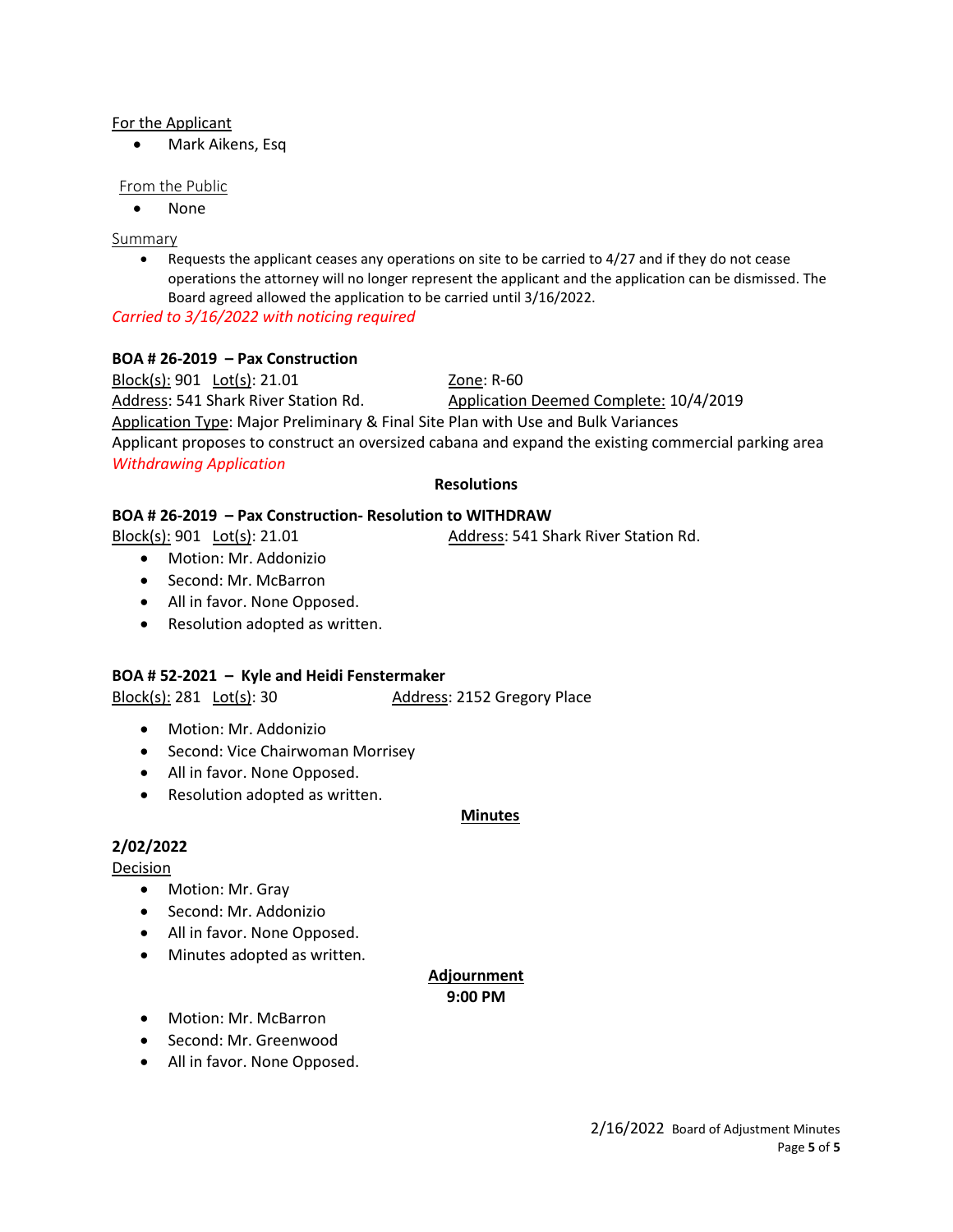For the Applicant

- Mark Aikens, Esq

From the Public

- None

Summary

- Requests the applicant ceases any operations on site to be carried to 4/27 and if they do not cease operations the attorney will no longer represent the applicant and the application can be dismissed. The Board agreed allowed the application to be carried until 3/16/2022.

*Carried to 3/16/2022 with noticing required*

**BOA # 26-2019 – Pax Construction**

Block(s): 901 Lot(s): 21.01 Zone: R-60

Address: 541 Shark River Station Rd. Application Deemed Complete: 10/4/2019

Application Type: Major Preliminary & Final Site Plan with Use and Bulk Variances

Applicant proposes to construct an oversized cabana and expand the existing commercial parking area

*Withdrawing Application*

**Resolutions**

**BOA # 26-2019 – Pax Construction- Resolution to WITHDRAW**

Block(s): 901 Lot(s): 21.01 Address: 541 Shark River Station Rd.

- Motion: Mr. Addonizio
- Second: Mr. McBarron
- All in favor. None Opposed.
- Resolution adopted as written.

**BOA # 52-2021 – Kyle and Heidi Fenstermaker**

Block(s): 281 Lot(s): 30 Address: 2152 Gregory Place

- Motion: Mr. Addonizio
- Second: Vice Chairwoman Morrisey
- All in favor. None Opposed.
- Resolution adopted as written.

**Minutes**

**2/02/2022**

Decision

- Motion: Mr. Gray
- Second: Mr. Addonizio
- All in favor. None Opposed.
- Minutes adopted as written.

**Adjournment**

**9:00 PM**

- Motion: Mr. McBarron
- Second: Mr. Greenwood
- All in favor. None Opposed.